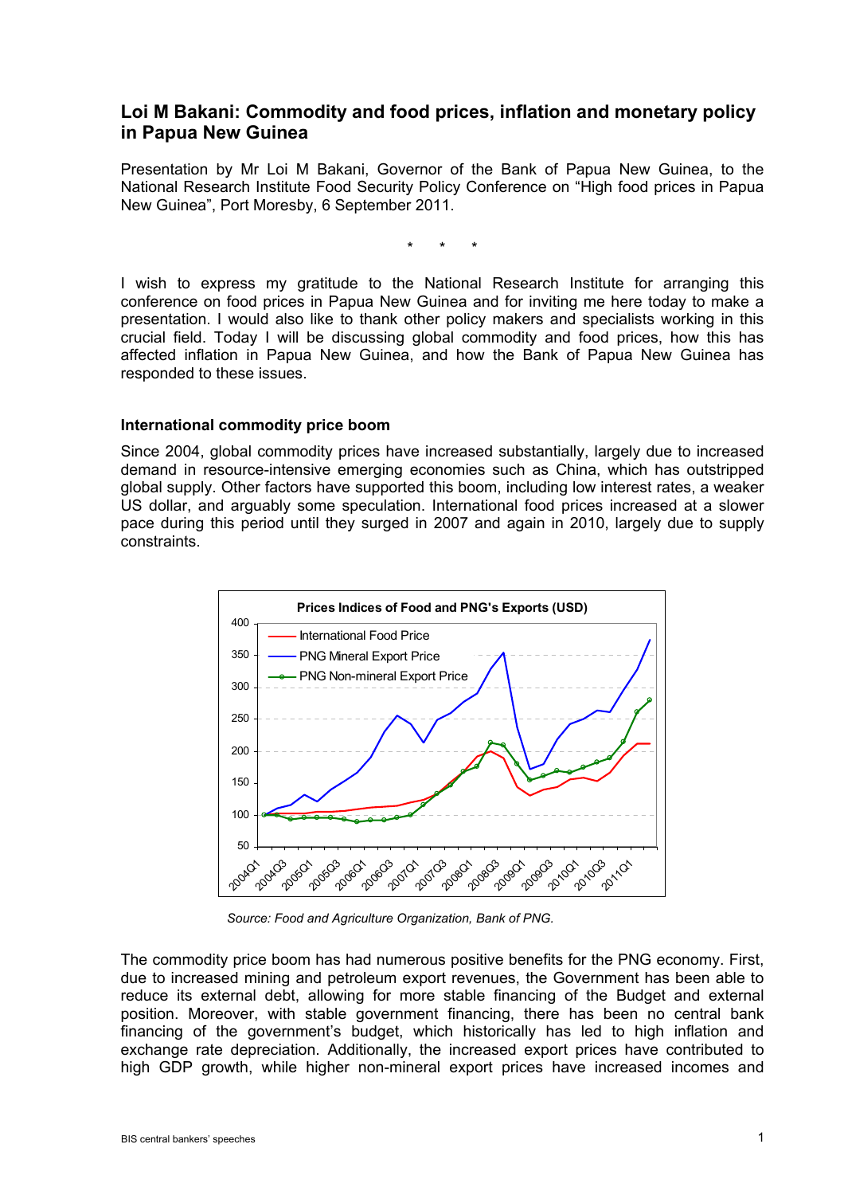# Loi M Bakani: Commodity and food prices, inflation and monetary policy in Papua New Guinea

Presentation by Mr Loi M Bakani, Governor of the Bank of Papua New Guinea, to the National Research Institute Food Security Policy Conference on "High food prices in Papua New Guinea", Port Moresby, 6 September 2011.

\* \* \*

I wish to express my gratitude to the National Research Institute for arranging this conference on food prices in Papua New Guinea and for inviting me here today to make a presentation. I would also like to thank other policy makers and specialists working in this crucial field. Today I will be discussing global commodity and food prices, how this has affected inflation in Papua New Guinea, and how the Bank of Papua New Guinea has responded to these issues.

## International commodity price boom

Since 2004, global commodity prices have increased substantially, largely due to increased demand in resource-intensive emerging economies such as China, which has outstripped global supply. Other factors have supported this boom, including low interest rates, a weaker US dollar, and arguably some speculation. International food prices increased at a slower pace during this period until they surged in 2007 and again in 2010, largely due to supply constraints.

**Prices Indices of Food and PNG's Exports (USD)**

*Source: Food and Agriculture Organization, Bank of PNG.*

The commodity price boom has had numerous positive benefits for the PNG economy. First, due to increased mining and petroleum export revenues, the Government has been able to reduce its external debt, allowing for more stable financing of the Budget and external position. Moreover, with stable government financing, there has been no central bank financing of the government's budget, which historically has led to high inflation and exchange rate depreciation. Additionally, the increased export prices have contributed to high GDP growth, while higher non-mineral export prices have increased incomes and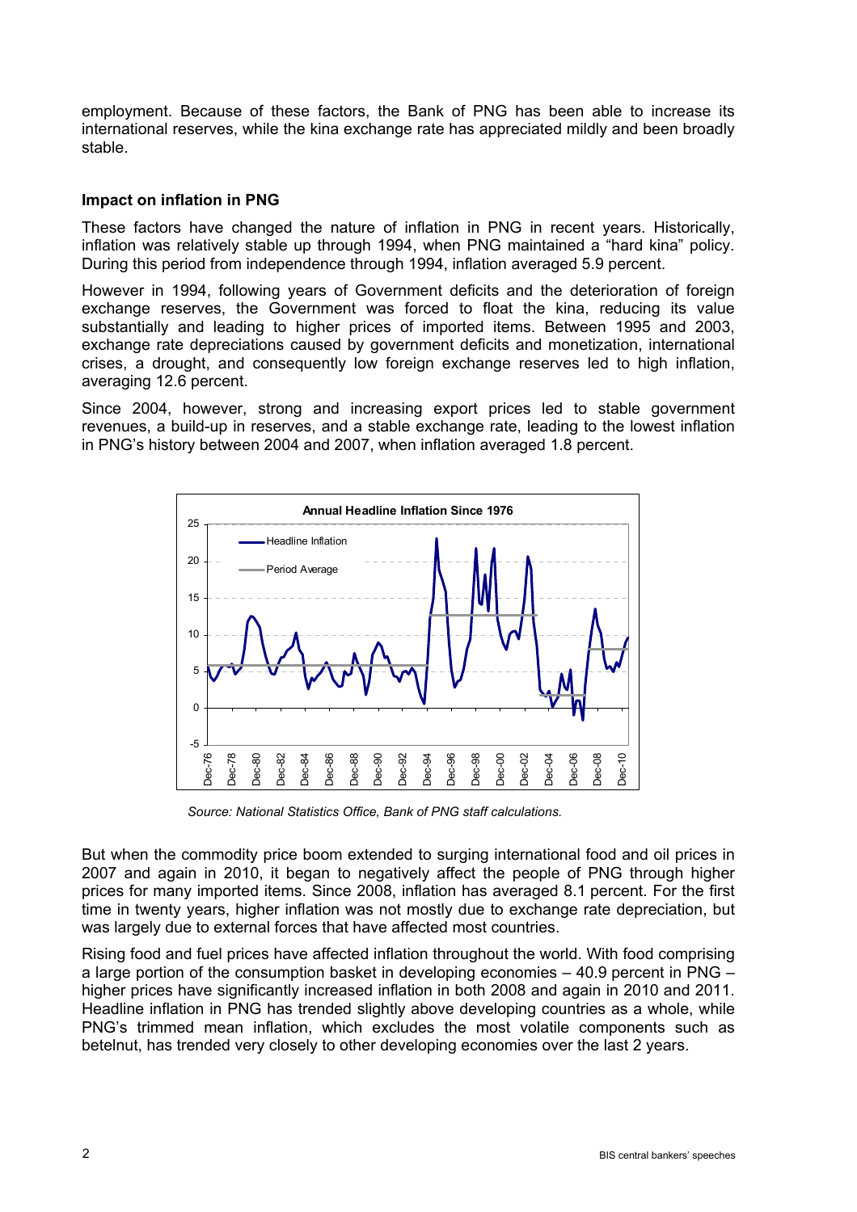employment. Because of these factors, the Bank of PNG has been able to increase its international reserves, while the kina exchange rate has appreciated mildly and been broadly stable.

### Impact on inflation in PNG

These factors have changed the nature of inflation in PNG in recent years. Historically, inflation was relatively stable up through 1994, when PNG maintained a "hard kina" policy. During this period from independence through 1994, inflation averaged 5.9 percent.

However in 1994, following years of Government deficits and the deterioration of foreign exchange reserves, the Government was forced to float the kina, reducing its value substantially and leading to higher prices of imported items. Between 1995 and 2003, exchange rate depreciations caused by government deficits and monetization, international crises, a drought, and consequently low foreign exchange reserves led to high inflation, averaging 12.6 percent.

Since 2004, however, strong and increasing export prices led to stable government revenues, a build-up in reserves, and a stable exchange rate, leading to the lowest inflation in PNG's history between 2004 and 2007, when inflation averaged 1.8 percent.

*Source: National Statistics Office, Bank of PNG staff calculations.*

But when the commodity price boom extended to surging international food and oil prices in 2007 and again in 2010, it began to negatively affect the people of PNG through higher prices for many imported items. Since 2008, inflation has averaged 8.1 percent. For the first time in twenty years, higher inflation was not mostly due to exchange rate depreciation, but was largely due to external forces that have affected most countries.

Rising food and fuel prices have affected inflation throughout the world. With food comprising a large portion of the consumption basket in developing economies – 40.9 percent in PNG – higher prices have significantly increased inflation in both 2008 and again in 2010 and 2011. Headline inflation in PNG has trended slightly above developing countries as a whole, while PNG's trimmed mean inflation, which excludes the most volatile components such as betelnut, has trended very closely to other developing economies over the last 2 years.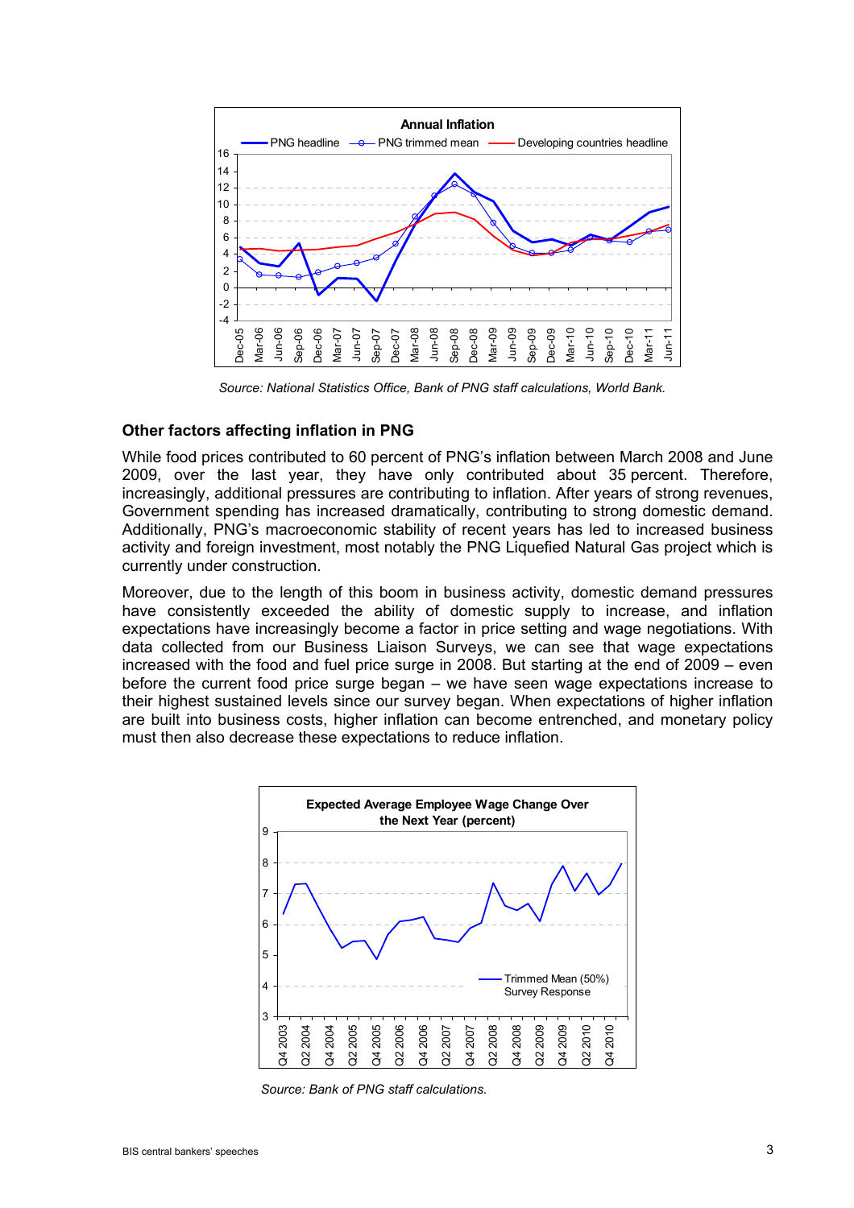Source: National Statistics Office, Bank of PNG staff calculations, World Bank.

### Other factors affecting inflation in PNG

While food prices contributed to 60 percent of PNG's inflation between March 2008 and June 2009, over the last year, they have only contributed about 35 percent. Therefore, increasingly, additional pressures are contributing to inflation. After years of strong revenues, Government spending has increased dramatically, contributing to strong domestic demand. Additionally, PNG's macroeconomic stability of recent years has led to increased business activity and foreign investment, most notably the PNG Liquefied Natural Gas project which is currently under construction.

Moreover, due to the length of this boom in business activity, domestic demand pressures have consistently exceeded the ability of domestic supply to increase, and inflation expectations have increasingly become a factor in price setting and wage negotiations. With data collected from our Business Liaison Surveys, we can see that wage expectations increased with the food and fuel price surge in 2008. But starting at the end of 2009 – even before the current food price surge began – we have seen wage expectations increase to their highest sustained levels since our survey began. When expectations of higher inflation are built into business costs, higher inflation can become entrenched, and monetary policy must then also decrease these expectations to reduce inflation.

Source: Bank of PNG staff calculations.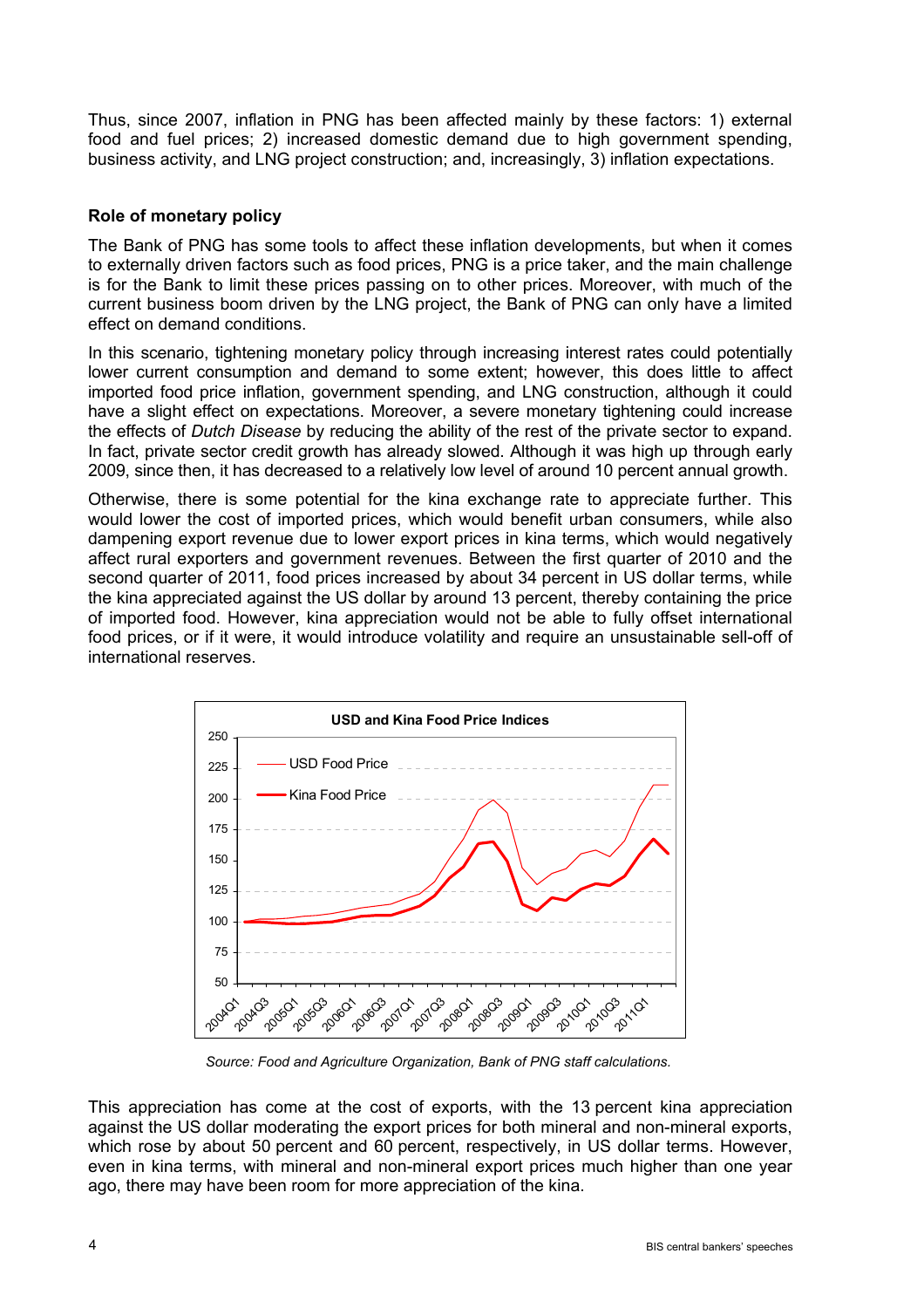Thus, since 2007, inflation in PNG has been affected mainly by these factors: 1) external food and fuel prices; 2) increased domestic demand due to high government spending, business activity, and LNG project construction; and, increasingly, 3) inflation expectations.

## Role of monetary policy

The Bank of PNG has some tools to affect these inflation developments, but when it comes to externally driven factors such as food prices, PNG is a price taker, and the main challenge is for the Bank to limit these prices passing on to other prices. Moreover, with much of the current business boom driven by the LNG project, the Bank of PNG can only have a limited effect on demand conditions.

In this scenario, tightening monetary policy through increasing interest rates could potentially lower current consumption and demand to some extent; however, this does little to affect imported food price inflation, government spending, and LNG construction, although it could have a slight effect on expectations. Moreover, a severe monetary tightening could increase the effects of *Dutch Disease* by reducing the ability of the rest of the private sector to expand. In fact, private sector credit growth has already slowed. Although it was high up through early 2009, since then, it has decreased to a relatively low level of around 10 percent annual growth.

Otherwise, there is some potential for the kina exchange rate to appreciate further. This would lower the cost of imported prices, which would benefit urban consumers, while also dampening export revenue due to lower export prices in kina terms, which would negatively affect rural exporters and government revenues. Between the first quarter of 2010 and the second quarter of 2011, food prices increased by about 34 percent in US dollar terms, while the kina appreciated against the US dollar by around 13 percent, thereby containing the price of imported food. However, kina appreciation would not be able to fully offset international food prices, or if it were, it would introduce volatility and require an unsustainable sell-off of international reserves.

**USD and Kina Food Price Indices**

*Source: Food and Agriculture Organization, Bank of PNG staff calculations.*

This appreciation has come at the cost of exports, with the 13 percent kina appreciation against the US dollar moderating the export prices for both mineral and non-mineral exports, which rose by about 50 percent and 60 percent, respectively, in US dollar terms. However, even in kina terms, with mineral and non-mineral export prices much higher than one year ago, there may have been room for more appreciation of the kina.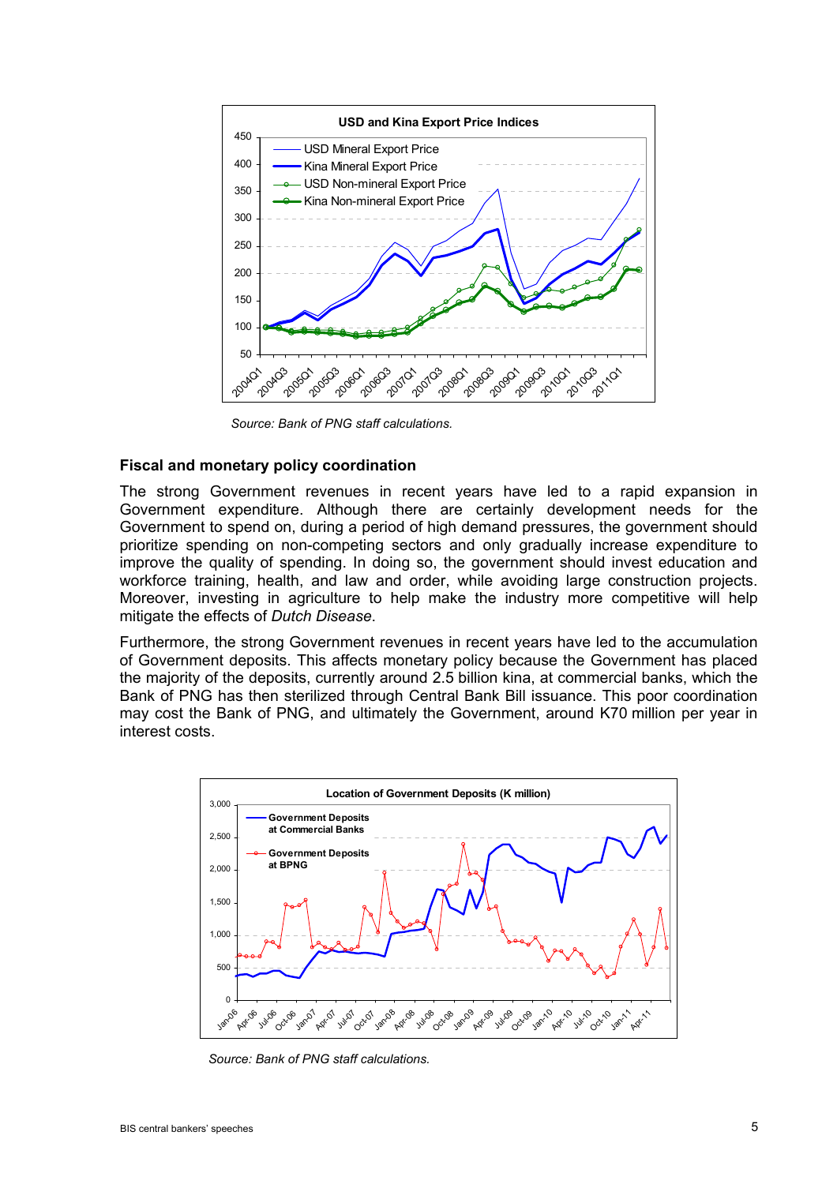**USD and Kina Export Price Indices**

Source: Bank of PNG staff calculations.

## Fiscal and monetary policy coordination

The strong Government revenues in recent years have led to a rapid expansion in Government expenditure. Although there are certainly development needs for the Government to spend on, during a period of high demand pressures, the government should prioritize spending on non-competing sectors and only gradually increase expenditure to improve the quality of spending. In doing so, the government should invest education and workforce training, health, and law and order, while avoiding large construction projects. Moreover, investing in agriculture to help make the industry more competitive will help mitigate the effects of *Dutch Disease*.

Furthermore, the strong Government revenues in recent years have led to the accumulation of Government deposits. This affects monetary policy because the Government has placed the majority of the deposits, currently around 2.5 billion kina, at commercial banks, which the Bank of PNG has then sterilized through Central Bank Bill issuance. This poor coordination may cost the Bank of PNG, and ultimately the Government, around K70 million per year in interest costs.

**Location of Government Deposits (K million)**

Source: Bank of PNG staff calculations.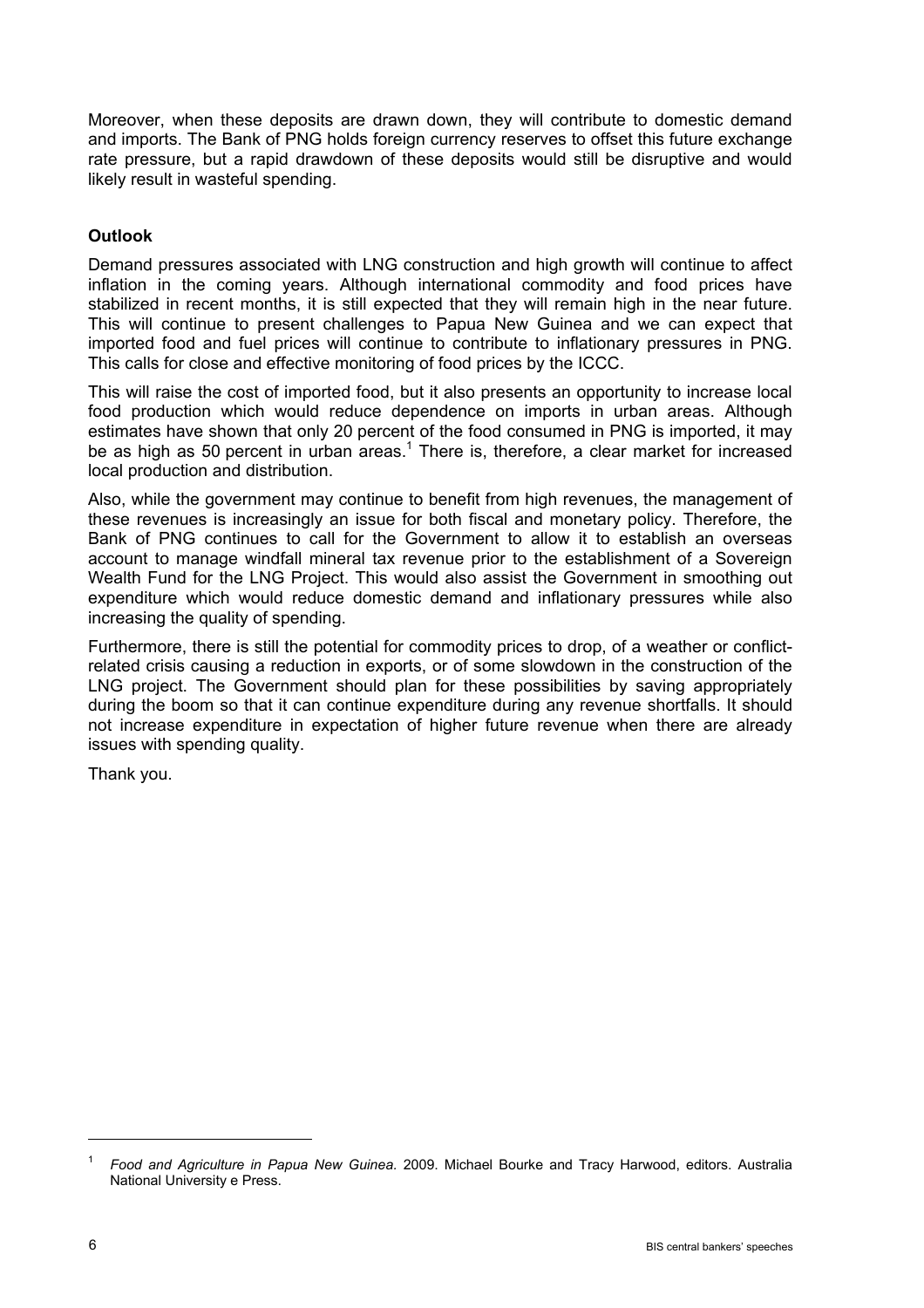Moreover, when these deposits are drawn down, they will contribute to domestic demand and imports. The Bank of PNG holds foreign currency reserves to offset this future exchange rate pressure, but a rapid drawdown of these deposits would still be disruptive and would likely result in wasteful spending.

**Outlook**

Demand pressures associated with LNG construction and high growth will continue to affect inflation in the coming years. Although international commodity and food prices have stabilized in recent months, it is still expected that they will remain high in the near future. This will continue to present challenges to Papua New Guinea and we can expect that imported food and fuel prices will continue to contribute to inflationary pressures in PNG. This calls for close and effective monitoring of food prices by the ICCC.

This will raise the cost of imported food, but it also presents an opportunity to increase local food production which would reduce dependence on imports in urban areas. Although estimates have shown that only 20 percent of the food consumed in PNG is imported, it may be as high as 50 percent in urban areas.[1] There is, therefore, a clear market for increased local production and distribution.

Also, while the government may continue to benefit from high revenues, the management of these revenues is increasingly an issue for both fiscal and monetary policy. Therefore, the Bank of PNG continues to call for the Government to allow it to establish an overseas account to manage windfall mineral tax revenue prior to the establishment of a Sovereign Wealth Fund for the LNG Project. This would also assist the Government in smoothing out expenditure which would reduce domestic demand and inflationary pressures while also increasing the quality of spending.

Furthermore, there is still the potential for commodity prices to drop, of a weather or conflict-related crisis causing a reduction in exports, or of some slowdown in the construction of the LNG project. The Government should plan for these possibilities by saving appropriately during the boom so that it can continue expenditure during any revenue shortfalls. It should not increase expenditure in expectation of higher future revenue when there are already issues with spending quality.

Thank you.

---

[1] *Food and Agriculture in Papua New Guinea*. 2009. Michael Bourke and Tracy Harwood, editors. Australia National University e Press.